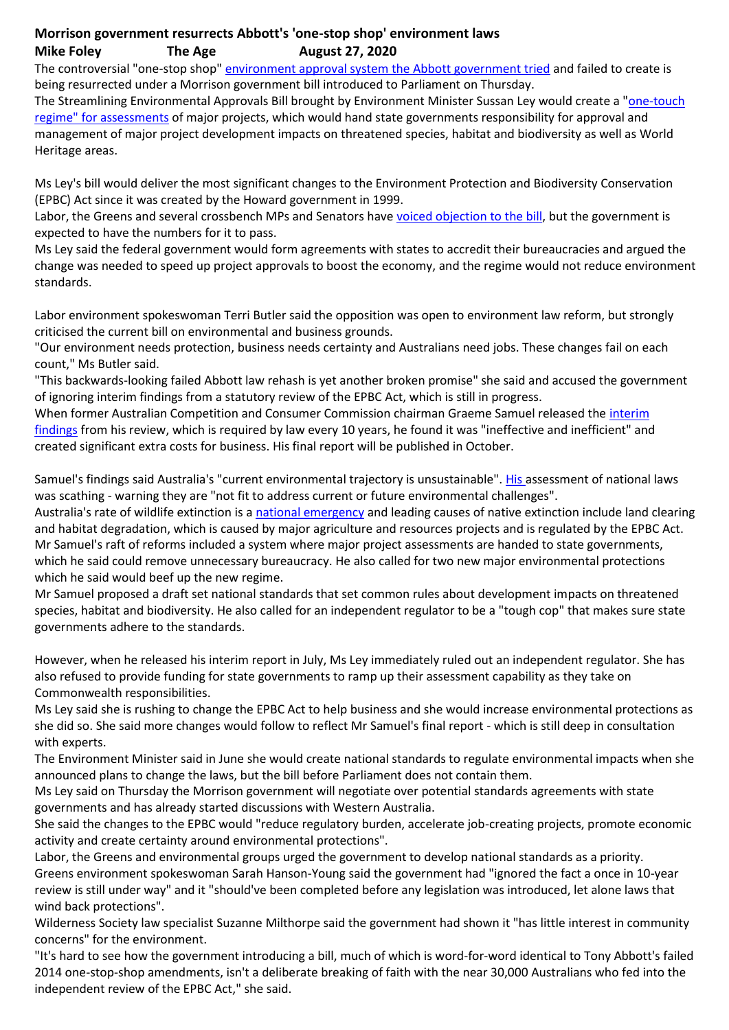# Morrison government resurrects Abbott's 'one-stop shop' environment laws

**Mike Foley The Age August 27, 2020**

The controversial "one-stop shop" environment approval system the Abbott government tried and failed to create is being resurrected under a Morrison government bill introduced to Parliament on Thursday.

The Streamlining Environmental Approvals Bill brought by Environment Minister Sussan Ley would create a "one-touch regime" for assessments of major projects, which would hand state governments responsibility for approval and management of major project development impacts on threatened species, habitat and biodiversity as well as World Heritage areas.

Ms Ley's bill would deliver the most significant changes to the Environment Protection and Biodiversity Conservation (EPBC) Act since it was created by the Howard government in 1999.

Labor, the Greens and several crossbench MPs and Senators have voiced objection to the bill, but the government is expected to have the numbers for it to pass.

Ms Ley said the federal government would form agreements with states to accredit their bureaucracies and argued the change was needed to speed up project approvals to boost the economy, and the regime would not reduce environment standards.

Labor environment spokeswoman Terri Butler said the opposition was open to environment law reform, but strongly criticised the current bill on environmental and business grounds.

"Our environment needs protection, business needs certainty and Australians need jobs. These changes fail on each count," Ms Butler said.

"This backwards-looking failed Abbott law rehash is yet another broken promise" she said and accused the government of ignoring interim findings from a statutory review of the EPBC Act, which is still in progress.

When former Australian Competition and Consumer Commission chairman Graeme Samuel released the interim findings from his review, which is required by law every 10 years, he found it was "ineffective and inefficient" and created significant extra costs for business. His final report will be published in October.

Samuel's findings said Australia's "current environmental trajectory is unsustainable". His assessment of national laws was scathing - warning they are "not fit to address current or future environmental challenges".

Australia's rate of wildlife extinction is a national emergency and leading causes of native extinction include land clearing and habitat degradation, which is caused by major agriculture and resources projects and is regulated by the EPBC Act.

Mr Samuel's raft of reforms included a system where major project assessments are handed to state governments, which he said could remove unnecessary bureaucracy. He also called for two new major environmental protections which he said would beef up the new regime.

Mr Samuel proposed a draft set national standards that set common rules about development impacts on threatened species, habitat and biodiversity. He also called for an independent regulator to be a "tough cop" that makes sure state governments adhere to the standards.

However, when he released his interim report in July, Ms Ley immediately ruled out an independent regulator. She has also refused to provide funding for state governments to ramp up their assessment capability as they take on Commonwealth responsibilities.

Ms Ley said she is rushing to change the EPBC Act to help business and she would increase environmental protections as she did so. She said more changes would follow to reflect Mr Samuel's final report - which is still deep in consultation with experts.

The Environment Minister said in June she would create national standards to regulate environmental impacts when she announced plans to change the laws, but the bill before Parliament does not contain them.

Ms Ley said on Thursday the Morrison government will negotiate over potential standards agreements with state governments and has already started discussions with Western Australia.

She said the changes to the EPBC would "reduce regulatory burden, accelerate job-creating projects, promote economic activity and create certainty around environmental protections".

Labor, the Greens and environmental groups urged the government to develop national standards as a priority.

Greens environment spokeswoman Sarah Hanson-Young said the government had "ignored the fact a once in 10-year review is still under way" and it "should've been completed before any legislation was introduced, let alone laws that wind back protections".

Wilderness Society law specialist Suzanne Milthorpe said the government had shown it "has little interest in community concerns" for the environment.

"It's hard to see how the government introducing a bill, much of which is word-for-word identical to Tony Abbott's failed 2014 one-stop-shop amendments, isn't a deliberate breaking of faith with the near 30,000 Australians who fed into the independent review of the EPBC Act," she said.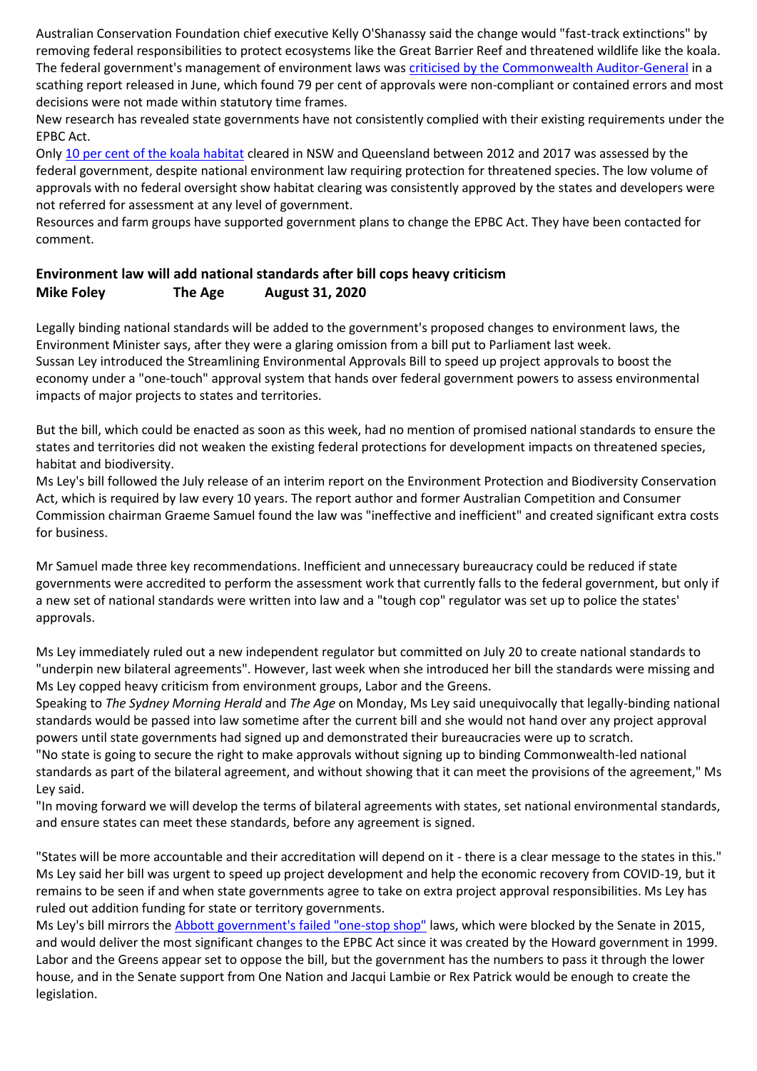Australian Conservation Foundation chief executive Kelly O'Shanassy said the change would "fast-track extinctions" by removing federal responsibilities to protect ecosystems like the Great Barrier Reef and threatened wildlife like the koala. The federal government's management of environment laws was criticised by the Commonwealth Auditor-General in a scathing report released in June, which found 79 per cent of approvals were non-compliant or contained errors and most decisions were not made within statutory time frames.

New research has revealed state governments have not consistently complied with their existing requirements under the EPBC Act.

Only 10 per cent of the koala habitat cleared in NSW and Queensland between 2012 and 2017 was assessed by the federal government, despite national environment law requiring protection for threatened species. The low volume of approvals with no federal oversight show habitat clearing was consistently approved by the states and developers were not referred for assessment at any level of government.

Resources and farm groups have supported government plans to change the EPBC Act. They have been contacted for comment.

## Environment law will add national standards after bill cops heavy criticism

**Mike Foley The Age August 31, 2020**

Legally binding national standards will be added to the government's proposed changes to environment laws, the Environment Minister says, after they were a glaring omission from a bill put to Parliament last week.

Sussan Ley introduced the Streamlining Environmental Approvals Bill to speed up project approvals to boost the economy under a "one-touch" approval system that hands over federal government powers to assess environmental impacts of major projects to states and territories.

But the bill, which could be enacted as soon as this week, had no mention of promised national standards to ensure the states and territories did not weaken the existing federal protections for development impacts on threatened species, habitat and biodiversity.

Ms Ley's bill followed the July release of an interim report on the Environment Protection and Biodiversity Conservation Act, which is required by law every 10 years. The report author and former Australian Competition and Consumer Commission chairman Graeme Samuel found the law was "ineffective and inefficient" and created significant extra costs for business.

Mr Samuel made three key recommendations. Inefficient and unnecessary bureaucracy could be reduced if state governments were accredited to perform the assessment work that currently falls to the federal government, but only if a new set of national standards were written into law and a "tough cop" regulator was set up to police the states' approvals.

Ms Ley immediately ruled out a new independent regulator but committed on July 20 to create national standards to "underpin new bilateral agreements". However, last week when she introduced her bill the standards were missing and Ms Ley copped heavy criticism from environment groups, Labor and the Greens.

Speaking to *The Sydney Morning Herald* and *The Age* on Monday, Ms Ley said unequivocally that legally-binding national standards would be passed into law sometime after the current bill and she would not hand over any project approval powers until state governments had signed up and demonstrated their bureaucracies were up to scratch.

"No state is going to secure the right to make approvals without signing up to binding Commonwealth-led national standards as part of the bilateral agreement, and without showing that it can meet the provisions of the agreement," Ms Ley said.

"In moving forward we will develop the terms of bilateral agreements with states, set national environmental standards, and ensure states can meet these standards, before any agreement is signed.

"States will be more accountable and their accreditation will depend on it - there is a clear message to the states in this." Ms Ley said her bill was urgent to speed up project development and help the economic recovery from COVID-19, but it remains to be seen if and when state governments agree to take on extra project approval responsibilities. Ms Ley has ruled out addition funding for state or territory governments.

Ms Ley's bill mirrors the Abbott government's failed "one-stop shop" laws, which were blocked by the Senate in 2015, and would deliver the most significant changes to the EPBC Act since it was created by the Howard government in 1999. Labor and the Greens appear set to oppose the bill, but the government has the numbers to pass it through the lower house, and in the Senate support from One Nation and Jacqui Lambie or Rex Patrick would be enough to create the legislation.